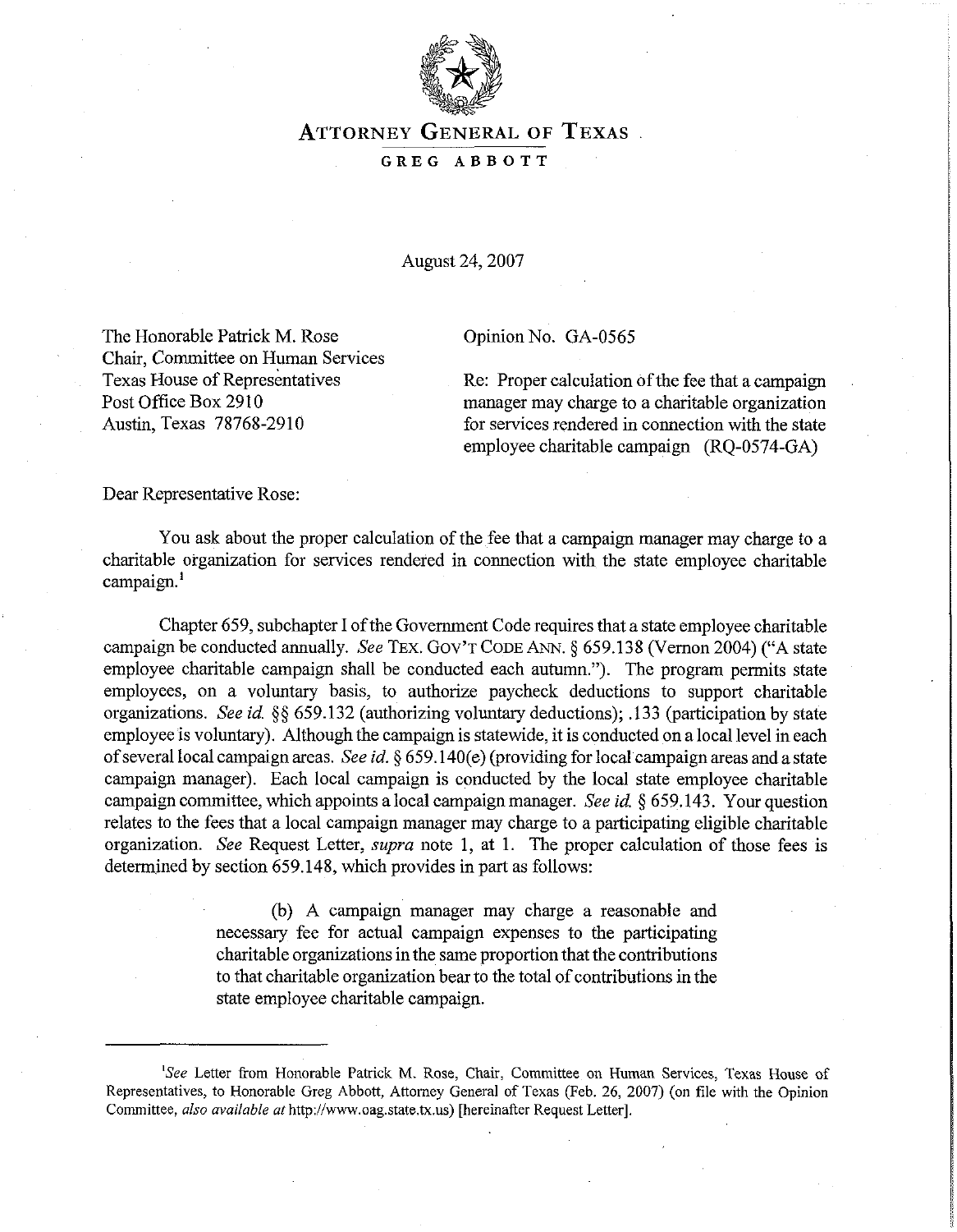# ATTORNEY GENERAL OF TEXAS

**GREG ABBOTT**

August 24, 2007

The Honorable Patrick M. Rose
Chair, Committee on Human Services
Texas House of Representatives
Post Office Box 2910
Austin, Texas 78768-2910

Opinion No. GA-0565

Re: Proper calculation of the fee that a campaign manager may charge to a charitable organization for services rendered in connection with the state employee charitable campaign (RQ-0574-GA)

Dear Representative Rose:

You ask about the proper calculation of the fee that a campaign manager may charge to a charitable organization for services rendered in connection with the state employee charitable campaign.[1]

Chapter 659, subchapter I of the Government Code requires that a state employee charitable campaign be conducted annually. *See* TEX. GOV'T CODE ANN. § 659.138 (Vernon 2004) ("A state employee charitable campaign shall be conducted each autumn."). The program permits state employees, on a voluntary basis, to authorize paycheck deductions to support charitable organizations. *See id.* §§ 659.132 (authorizing voluntary deductions); .133 (participation by state employee is voluntary). Although the campaign is statewide, it is conducted on a local level in each of several local campaign areas. *See id.* § 659.140(e) (providing for local campaign areas and a state campaign manager). Each local campaign is conducted by the local state employee charitable campaign committee, which appoints a local campaign manager. *See id.* § 659.143. Your question relates to the fees that a local campaign manager may charge to a participating eligible charitable organization. *See* Request Letter, *supra* note 1, at 1. The proper calculation of those fees is determined by section 659.148, which provides in part as follows:

> (b) A campaign manager may charge a reasonable and necessary fee for actual campaign expenses to the participating charitable organizations in the same proportion that the contributions to that charitable organization bear to the total of contributions in the state employee charitable campaign.

---

[1]*See* Letter from Honorable Patrick M. Rose, Chair, Committee on Human Services, Texas House of Representatives, to Honorable Greg Abbott, Attorney General of Texas (Feb. 26, 2007) (on file with the Opinion Committee, *also available at* http://www.oag.state.tx.us) [hereinafter Request Letter].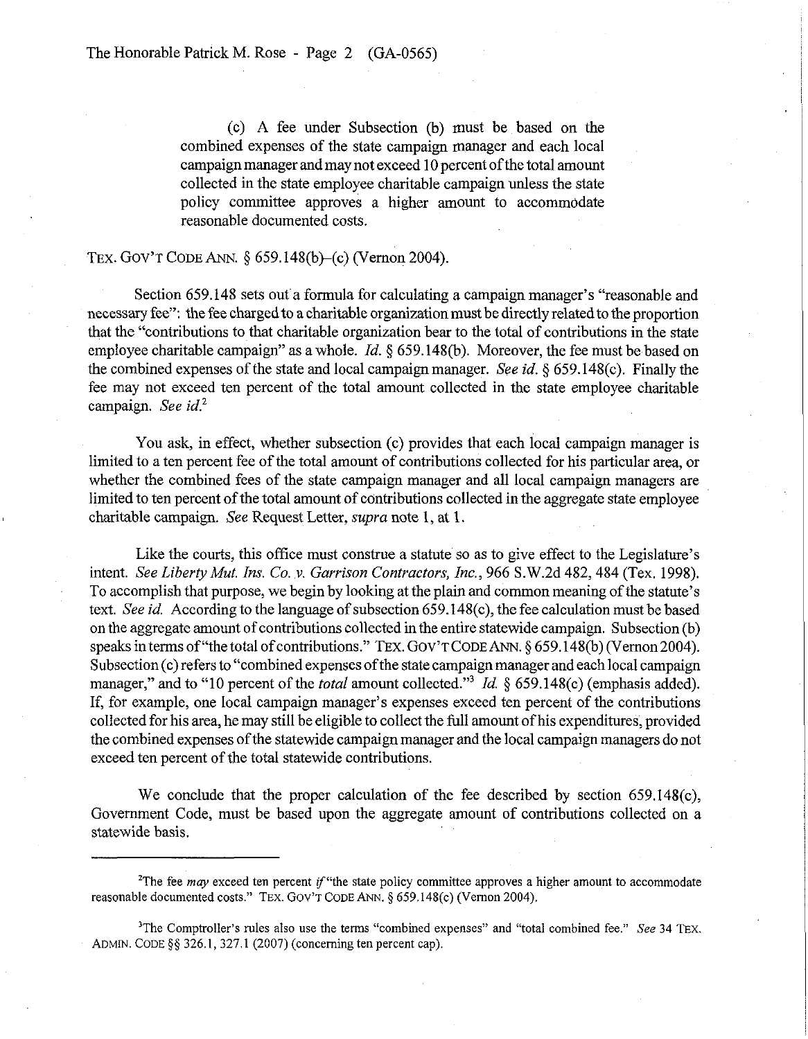(c) A fee under Subsection (b) must be based on the combined expenses of the state campaign manager and each local campaign manager and may not exceed 10 percent of the total amount collected in the state employee charitable campaign unless the state policy committee approves a higher amount to accommodate reasonable documented costs.

TEX. GOV'T CODE ANN. § 659.148(b)–(c) (Vernon 2004).

Section 659.148 sets out a formula for calculating a campaign manager's "reasonable and necessary fee": the fee charged to a charitable organization must be directly related to the proportion that the "contributions to that charitable organization bear to the total of contributions in the state employee charitable campaign" as a whole. *Id.* § 659.148(b). Moreover, the fee must be based on the combined expenses of the state and local campaign manager. *See id.* § 659.148(c). Finally the fee may not exceed ten percent of the total amount collected in the state employee charitable campaign. *See id.*[2]

You ask, in effect, whether subsection (c) provides that each local campaign manager is limited to a ten percent fee of the total amount of contributions collected for his particular area, or whether the combined fees of the state campaign manager and all local campaign managers are limited to ten percent of the total amount of contributions collected in the aggregate state employee charitable campaign. *See* Request Letter, *supra* note 1, at 1.

Like the courts, this office must construe a statute so as to give effect to the Legislature's intent. *See Liberty Mut. Ins. Co. v. Garrison Contractors, Inc.*, 966 S.W.2d 482, 484 (Tex. 1998). To accomplish that purpose, we begin by looking at the plain and common meaning of the statute's text. *See id.* According to the language of subsection 659.148(c), the fee calculation must be based on the aggregate amount of contributions collected in the entire statewide campaign. Subsection (b) speaks in terms of "the total of contributions." TEX. GOV'T CODE ANN. § 659.148(b) (Vernon 2004). Subsection (c) refers to "combined expenses of the state campaign manager and each local campaign manager," and to "10 percent of the *total* amount collected."[3] *Id.* § 659.148(c) (emphasis added). If, for example, one local campaign manager's expenses exceed ten percent of the contributions collected for his area, he may still be eligible to collect the full amount of his expenditures, provided the combined expenses of the statewide campaign manager and the local campaign managers do not exceed ten percent of the total statewide contributions.

We conclude that the proper calculation of the fee described by section 659.148(c), Government Code, must be based upon the aggregate amount of contributions collected on a statewide basis.

---

[2] The fee *may* exceed ten percent *if* "the state policy committee approves a higher amount to accommodate reasonable documented costs." TEX. GOV'T CODE ANN. § 659.148(c) (Vernon 2004).

[3] The Comptroller's rules also use the terms "combined expenses" and "total combined fee." *See* 34 TEX. ADMIN. CODE §§ 326.1, 327.1 (2007) (concerning ten percent cap).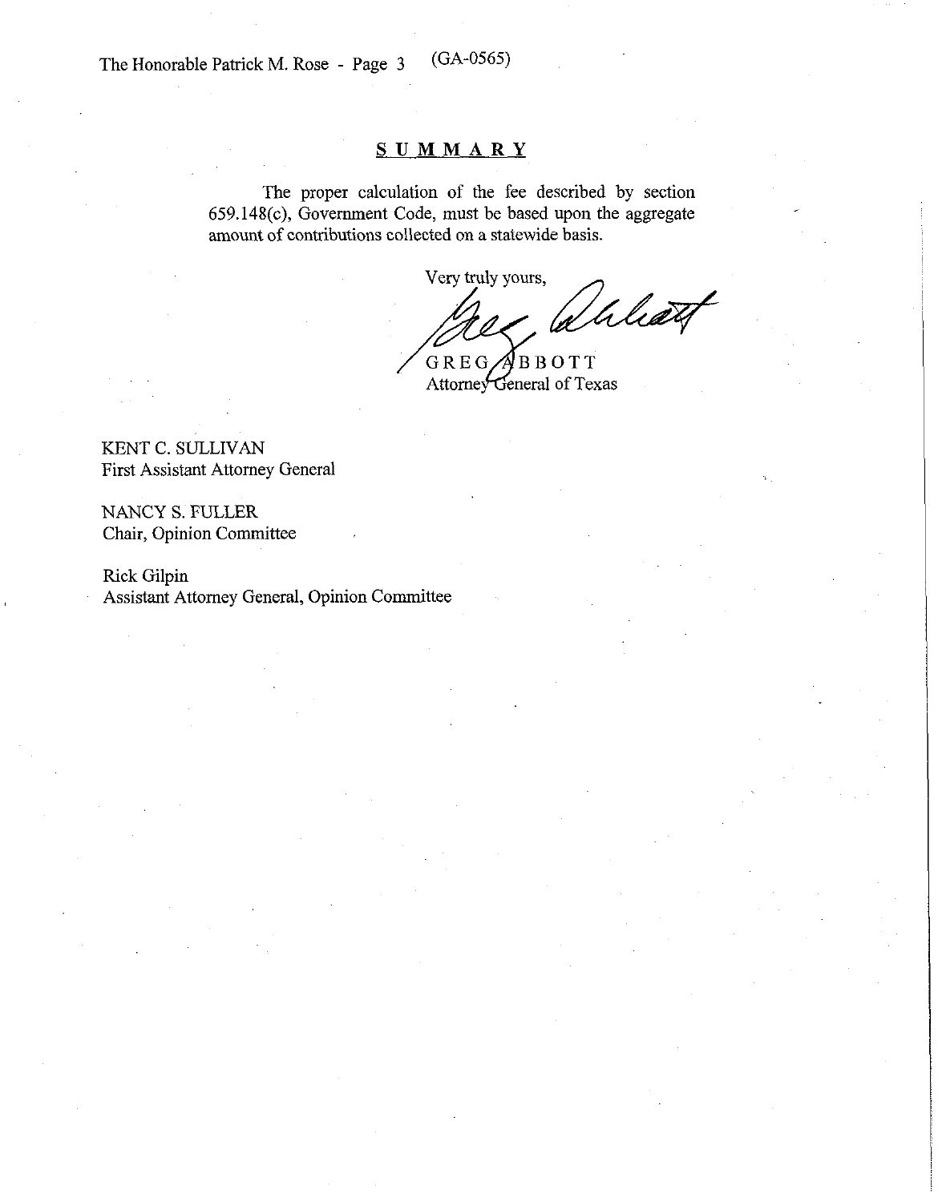## SUMMARY

The proper calculation of the fee described by section 659.148(c), Government Code, must be based upon the aggregate amount of contributions collected on a statewide basis.

Very truly yours,

GREG ABBOTT
Attorney General of Texas

KENT C. SULLIVAN
First Assistant Attorney General

NANCY S. FULLER
Chair, Opinion Committee

Rick Gilpin
Assistant Attorney General, Opinion Committee